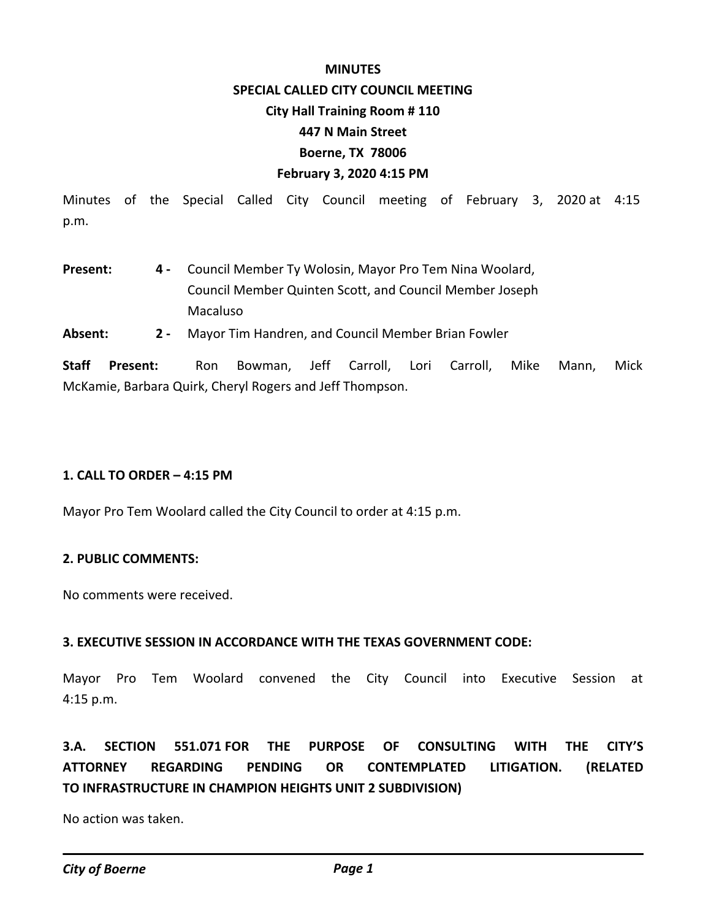# MINUTES
## SPECIAL CALLED CITY COUNCIL MEETING
### City Hall Training Room # 110
### 447 N Main Street
### Boerne, TX 78006
### February 3, 2020 4:15 PM

Minutes of the Special Called City Council meeting of February 3, 2020 at 4:15 p.m.

**Present:** **4 -** Council Member Ty Wolosin, Mayor Pro Tem Nina Woolard, Council Member Quinten Scott, and Council Member Joseph Macaluso

**Absent:** **2 -** Mayor Tim Handren, and Council Member Brian Fowler

**Staff Present:** Ron Bowman, Jeff Carroll, Lori Carroll, Mike Mann, Mick McKamie, Barbara Quirk, Cheryl Rogers and Jeff Thompson.

**1. CALL TO ORDER – 4:15 PM**

Mayor Pro Tem Woolard called the City Council to order at 4:15 p.m.

**2. PUBLIC COMMENTS:**

No comments were received.

**3. EXECUTIVE SESSION IN ACCORDANCE WITH THE TEXAS GOVERNMENT CODE:**

Mayor Pro Tem Woolard convened the City Council into Executive Session at 4:15 p.m.

**3.A. SECTION 551.071 FOR THE PURPOSE OF CONSULTING WITH THE CITY'S ATTORNEY REGARDING PENDING OR CONTEMPLATED LITIGATION. (RELATED TO INFRASTRUCTURE IN CHAMPION HEIGHTS UNIT 2 SUBDIVISION)**

No action was taken.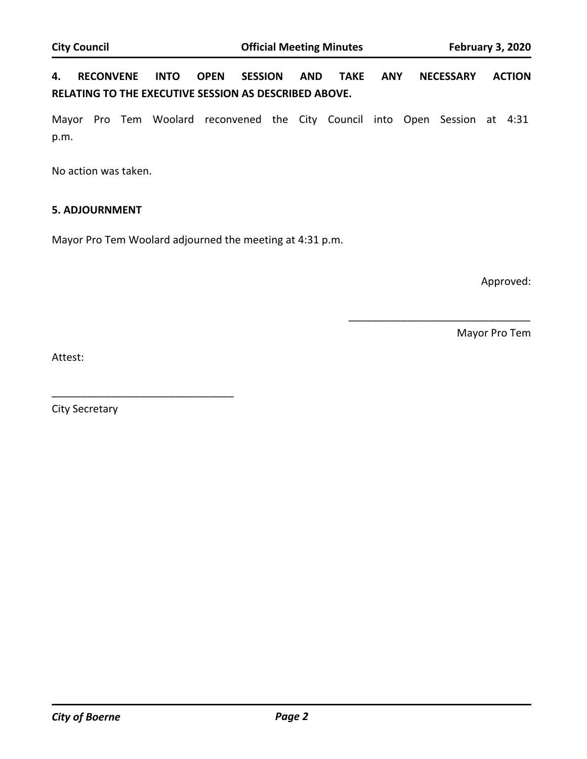**4. RECONVENE INTO OPEN SESSION AND TAKE ANY NECESSARY ACTION RELATING TO THE EXECUTIVE SESSION AS DESCRIBED ABOVE.**

Mayor Pro Tem Woolard reconvened the City Council into Open Session at 4:31 p.m.

No action was taken.

**5. ADJOURNMENT**

Mayor Pro Tem Woolard adjourned the meeting at 4:31 p.m.

Approved:

_______________________________

Mayor Pro Tem

Attest:

_______________________________

City Secretary